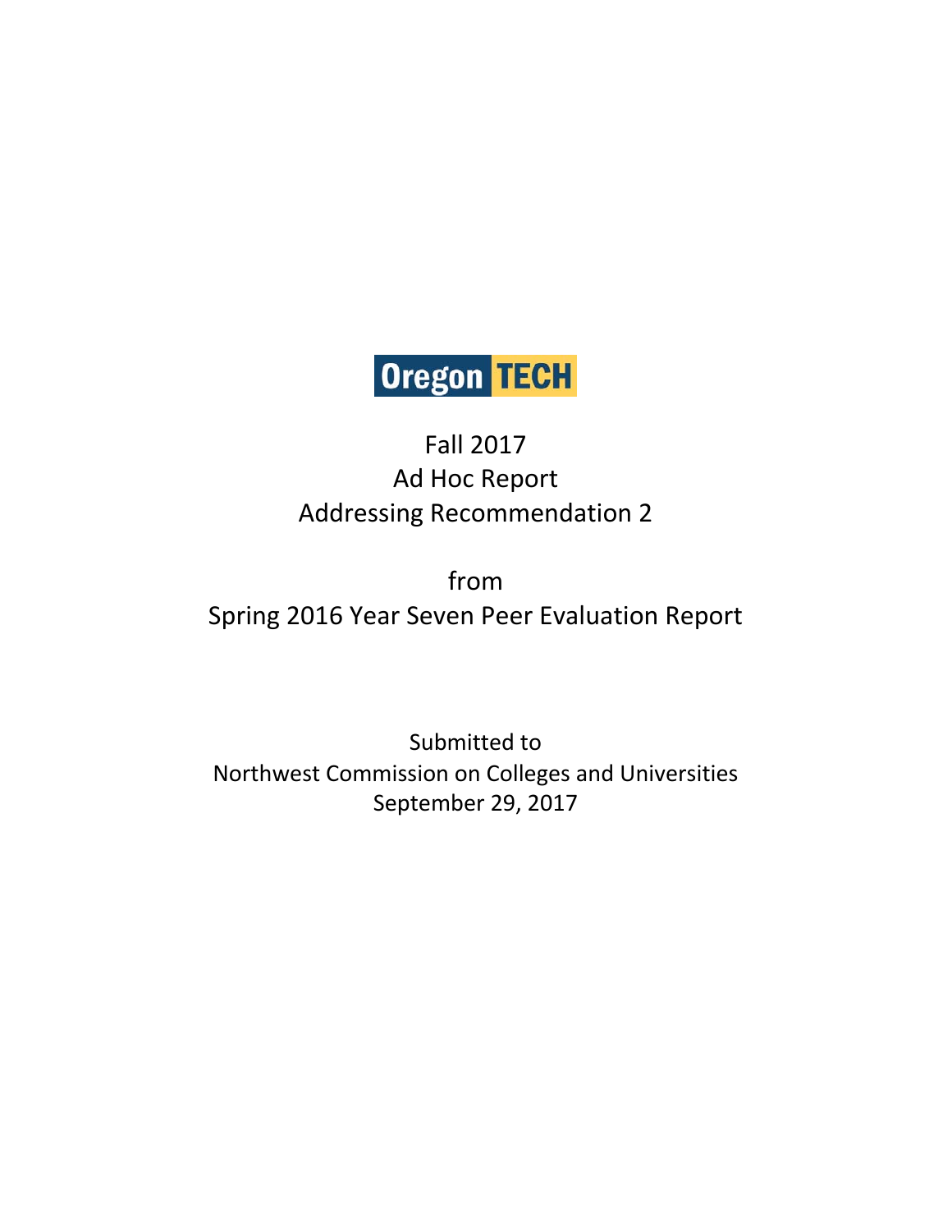Oregon TECH

# Fall 2017
# Ad Hoc Report
# Addressing Recommendation 2

from

Spring 2016 Year Seven Peer Evaluation Report

Submitted to
Northwest Commission on Colleges and Universities
September 29, 2017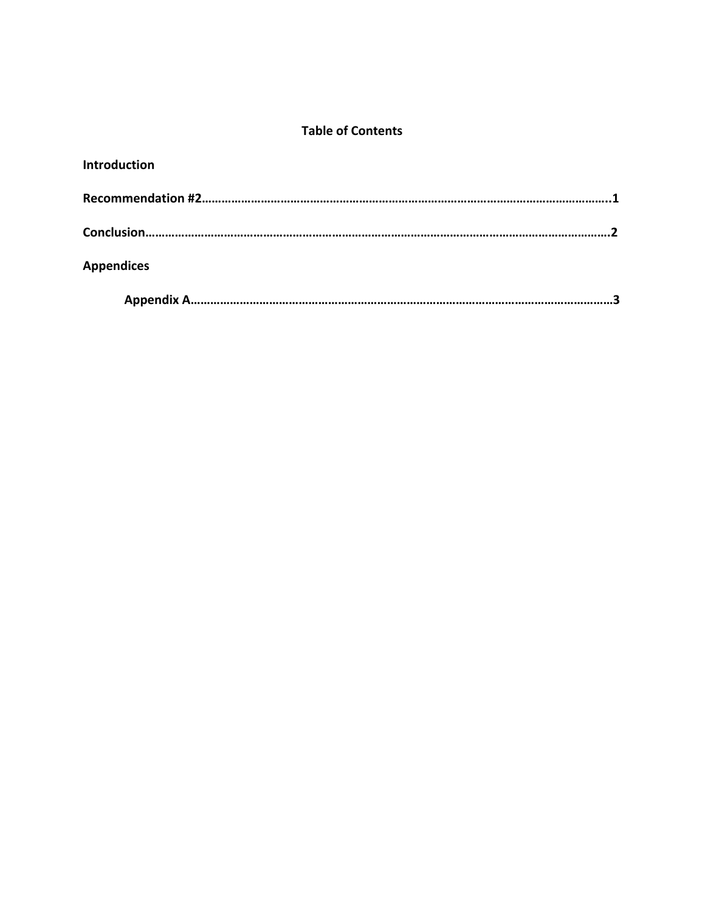## Table of Contents

**Introduction**

**Recommendation #2……………………………………………………………………………………………………………..1**

**Conclusion……………………………………………………………………………………………………………………………2**

**Appendices**

**Appendix A…………………………………………………………………………………………………………………3**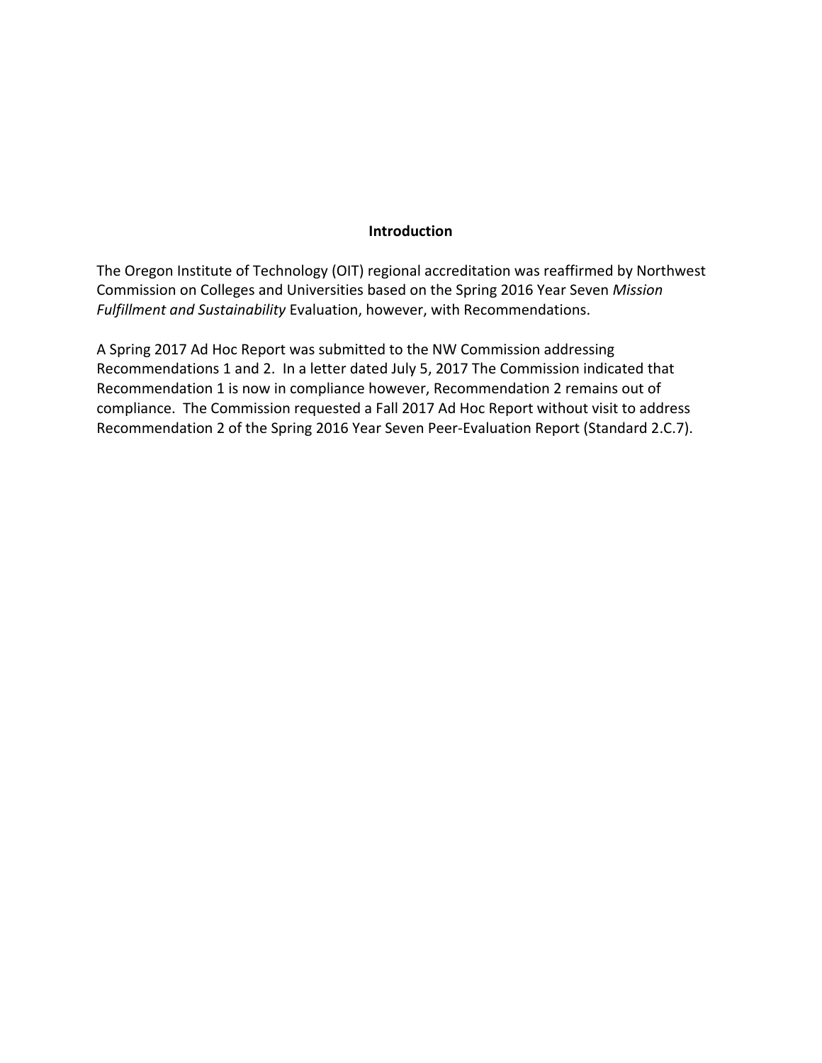## Introduction

The Oregon Institute of Technology (OIT) regional accreditation was reaffirmed by Northwest Commission on Colleges and Universities based on the Spring 2016 Year Seven *Mission Fulfillment and Sustainability* Evaluation, however, with Recommendations.

A Spring 2017 Ad Hoc Report was submitted to the NW Commission addressing Recommendations 1 and 2. In a letter dated July 5, 2017 The Commission indicated that Recommendation 1 is now in compliance however, Recommendation 2 remains out of compliance. The Commission requested a Fall 2017 Ad Hoc Report without visit to address Recommendation 2 of the Spring 2016 Year Seven Peer-Evaluation Report (Standard 2.C.7).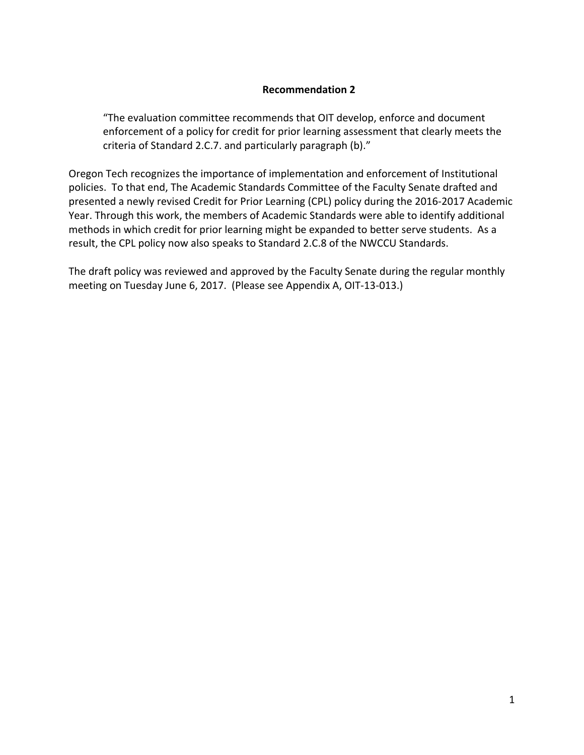**Recommendation 2**

> "The evaluation committee recommends that OIT develop, enforce and document enforcement of a policy for credit for prior learning assessment that clearly meets the criteria of Standard 2.C.7. and particularly paragraph (b)."

Oregon Tech recognizes the importance of implementation and enforcement of Institutional policies. To that end, The Academic Standards Committee of the Faculty Senate drafted and presented a newly revised Credit for Prior Learning (CPL) policy during the 2016-2017 Academic Year. Through this work, the members of Academic Standards were able to identify additional methods in which credit for prior learning might be expanded to better serve students. As a result, the CPL policy now also speaks to Standard 2.C.8 of the NWCCU Standards.

The draft policy was reviewed and approved by the Faculty Senate during the regular monthly meeting on Tuesday June 6, 2017. (Please see Appendix A, OIT-13-013.)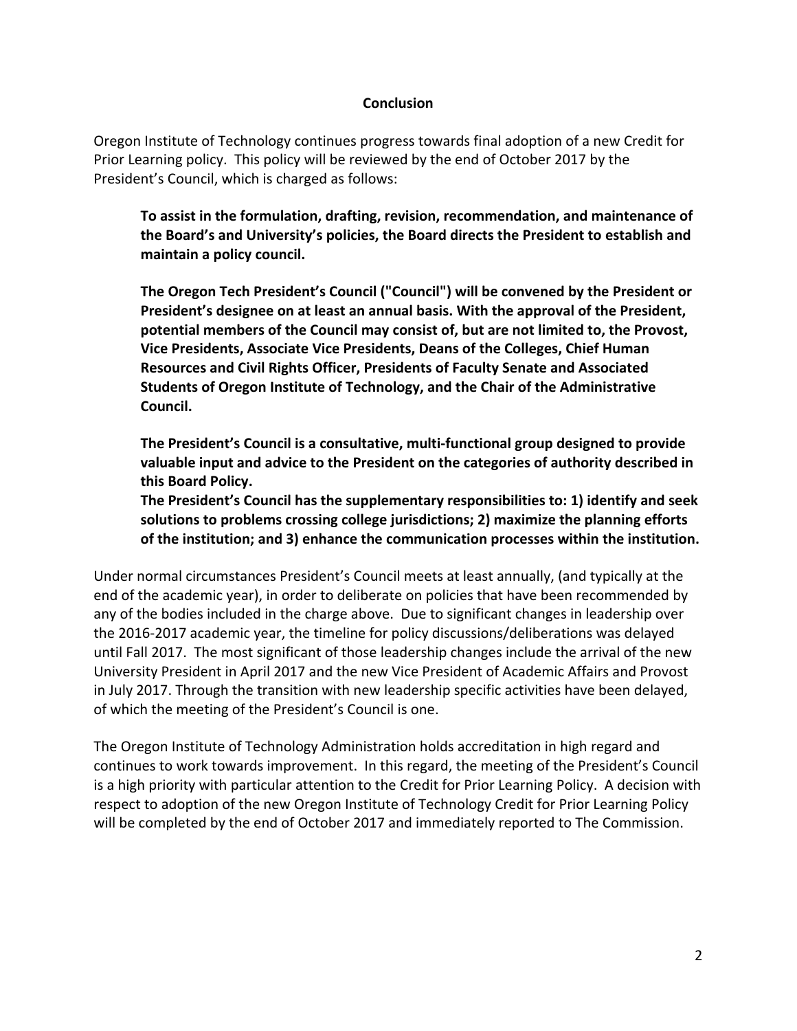## Conclusion

Oregon Institute of Technology continues progress towards final adoption of a new Credit for Prior Learning policy. This policy will be reviewed by the end of October 2017 by the President's Council, which is charged as follows:

> **To assist in the formulation, drafting, revision, recommendation, and maintenance of the Board's and University's policies, the Board directs the President to establish and maintain a policy council.**
>
> **The Oregon Tech President's Council ("Council") will be convened by the President or President's designee on at least an annual basis. With the approval of the President, potential members of the Council may consist of, but are not limited to, the Provost, Vice Presidents, Associate Vice Presidents, Deans of the Colleges, Chief Human Resources and Civil Rights Officer, Presidents of Faculty Senate and Associated Students of Oregon Institute of Technology, and the Chair of the Administrative Council.**
>
> **The President's Council is a consultative, multi-functional group designed to provide valuable input and advice to the President on the categories of authority described in this Board Policy.**
> **The President's Council has the supplementary responsibilities to: 1) identify and seek solutions to problems crossing college jurisdictions; 2) maximize the planning efforts of the institution; and 3) enhance the communication processes within the institution.**

Under normal circumstances President's Council meets at least annually, (and typically at the end of the academic year), in order to deliberate on policies that have been recommended by any of the bodies included in the charge above. Due to significant changes in leadership over the 2016-2017 academic year, the timeline for policy discussions/deliberations was delayed until Fall 2017. The most significant of those leadership changes include the arrival of the new University President in April 2017 and the new Vice President of Academic Affairs and Provost in July 2017. Through the transition with new leadership specific activities have been delayed, of which the meeting of the President's Council is one.

The Oregon Institute of Technology Administration holds accreditation in high regard and continues to work towards improvement. In this regard, the meeting of the President's Council is a high priority with particular attention to the Credit for Prior Learning Policy. A decision with respect to adoption of the new Oregon Institute of Technology Credit for Prior Learning Policy will be completed by the end of October 2017 and immediately reported to The Commission.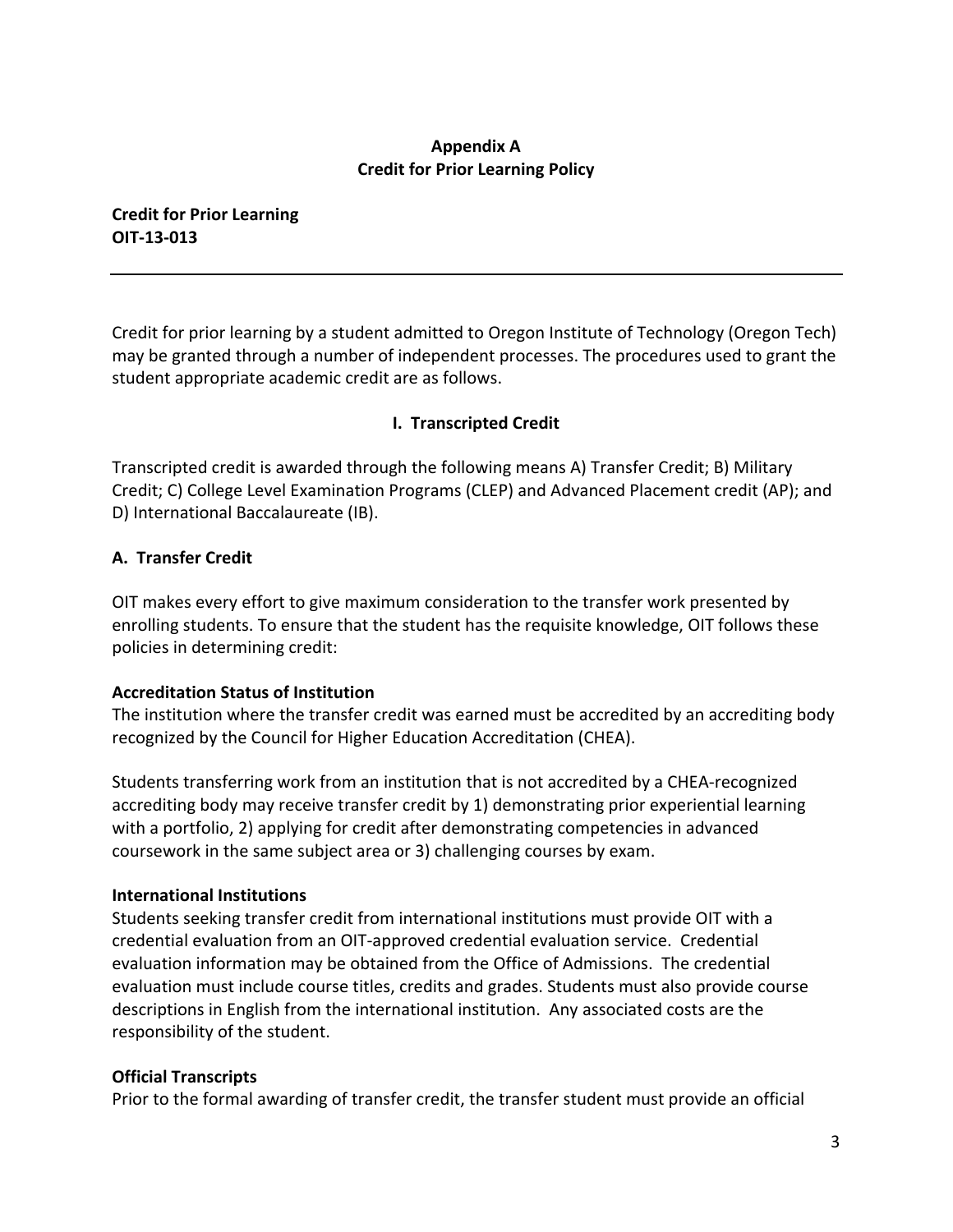# Appendix A
# Credit for Prior Learning Policy

**Credit for Prior Learning**
**OIT-13-013**

---

Credit for prior learning by a student admitted to Oregon Institute of Technology (Oregon Tech) may be granted through a number of independent processes. The procedures used to grant the student appropriate academic credit are as follows.

## I. Transcripted Credit

Transcripted credit is awarded through the following means A) Transfer Credit; B) Military Credit; C) College Level Examination Programs (CLEP) and Advanced Placement credit (AP); and D) International Baccalaureate (IB).

### A. Transfer Credit

OIT makes every effort to give maximum consideration to the transfer work presented by enrolling students. To ensure that the student has the requisite knowledge, OIT follows these policies in determining credit:

**Accreditation Status of Institution**
The institution where the transfer credit was earned must be accredited by an accrediting body recognized by the Council for Higher Education Accreditation (CHEA).

Students transferring work from an institution that is not accredited by a CHEA-recognized accrediting body may receive transfer credit by 1) demonstrating prior experiential learning with a portfolio, 2) applying for credit after demonstrating competencies in advanced coursework in the same subject area or 3) challenging courses by exam.

**International Institutions**
Students seeking transfer credit from international institutions must provide OIT with a credential evaluation from an OIT-approved credential evaluation service. Credential evaluation information may be obtained from the Office of Admissions. The credential evaluation must include course titles, credits and grades. Students must also provide course descriptions in English from the international institution. Any associated costs are the responsibility of the student.

**Official Transcripts**
Prior to the formal awarding of transfer credit, the transfer student must provide an official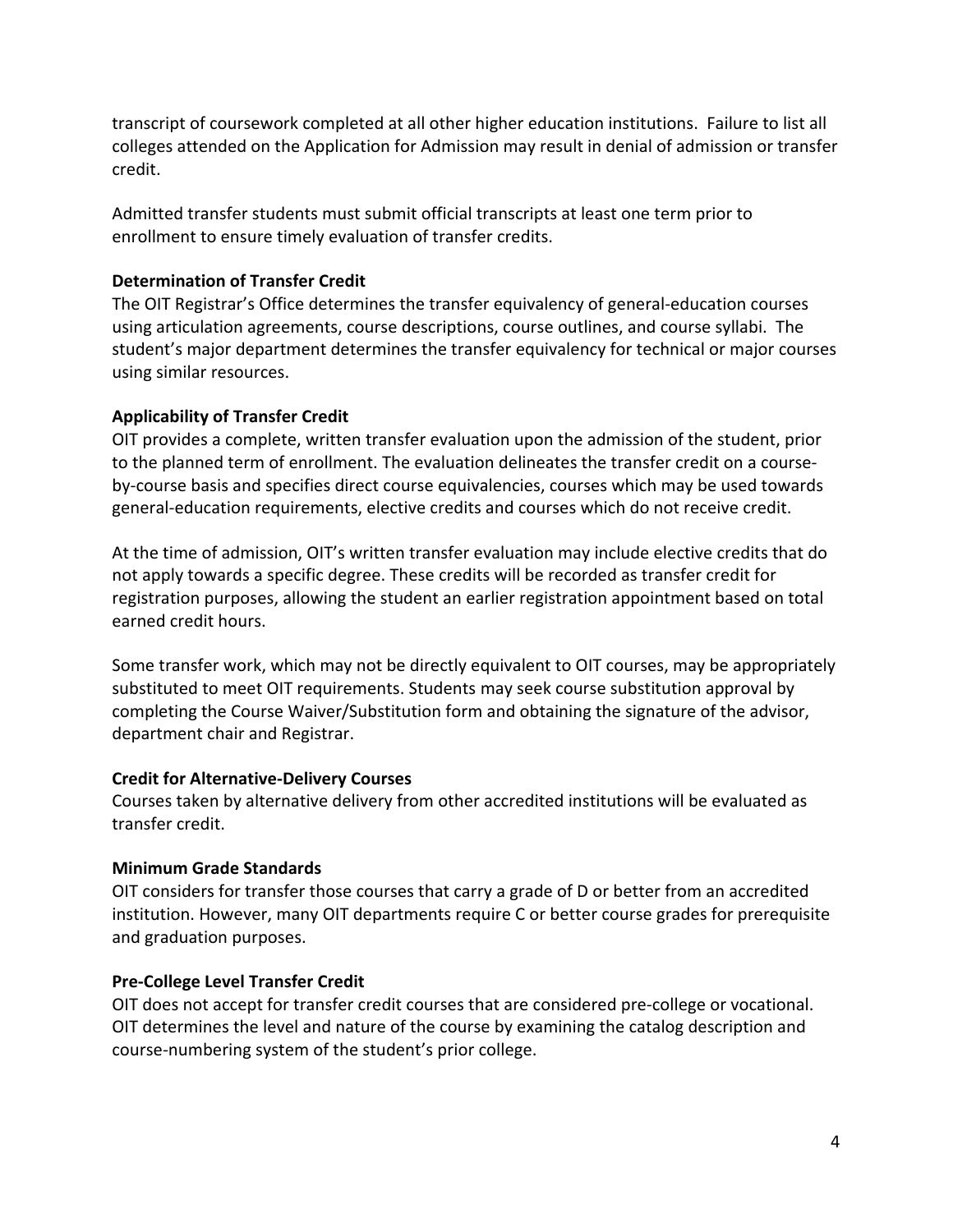transcript of coursework completed at all other higher education institutions. Failure to list all colleges attended on the Application for Admission may result in denial of admission or transfer credit.

Admitted transfer students must submit official transcripts at least one term prior to enrollment to ensure timely evaluation of transfer credits.

**Determination of Transfer Credit**

The OIT Registrar's Office determines the transfer equivalency of general-education courses using articulation agreements, course descriptions, course outlines, and course syllabi. The student's major department determines the transfer equivalency for technical or major courses using similar resources.

**Applicability of Transfer Credit**

OIT provides a complete, written transfer evaluation upon the admission of the student, prior to the planned term of enrollment. The evaluation delineates the transfer credit on a course-by-course basis and specifies direct course equivalencies, courses which may be used towards general-education requirements, elective credits and courses which do not receive credit.

At the time of admission, OIT's written transfer evaluation may include elective credits that do not apply towards a specific degree. These credits will be recorded as transfer credit for registration purposes, allowing the student an earlier registration appointment based on total earned credit hours.

Some transfer work, which may not be directly equivalent to OIT courses, may be appropriately substituted to meet OIT requirements. Students may seek course substitution approval by completing the Course Waiver/Substitution form and obtaining the signature of the advisor, department chair and Registrar.

**Credit for Alternative-Delivery Courses**

Courses taken by alternative delivery from other accredited institutions will be evaluated as transfer credit.

**Minimum Grade Standards**

OIT considers for transfer those courses that carry a grade of D or better from an accredited institution. However, many OIT departments require C or better course grades for prerequisite and graduation purposes.

**Pre-College Level Transfer Credit**

OIT does not accept for transfer credit courses that are considered pre-college or vocational. OIT determines the level and nature of the course by examining the catalog description and course-numbering system of the student's prior college.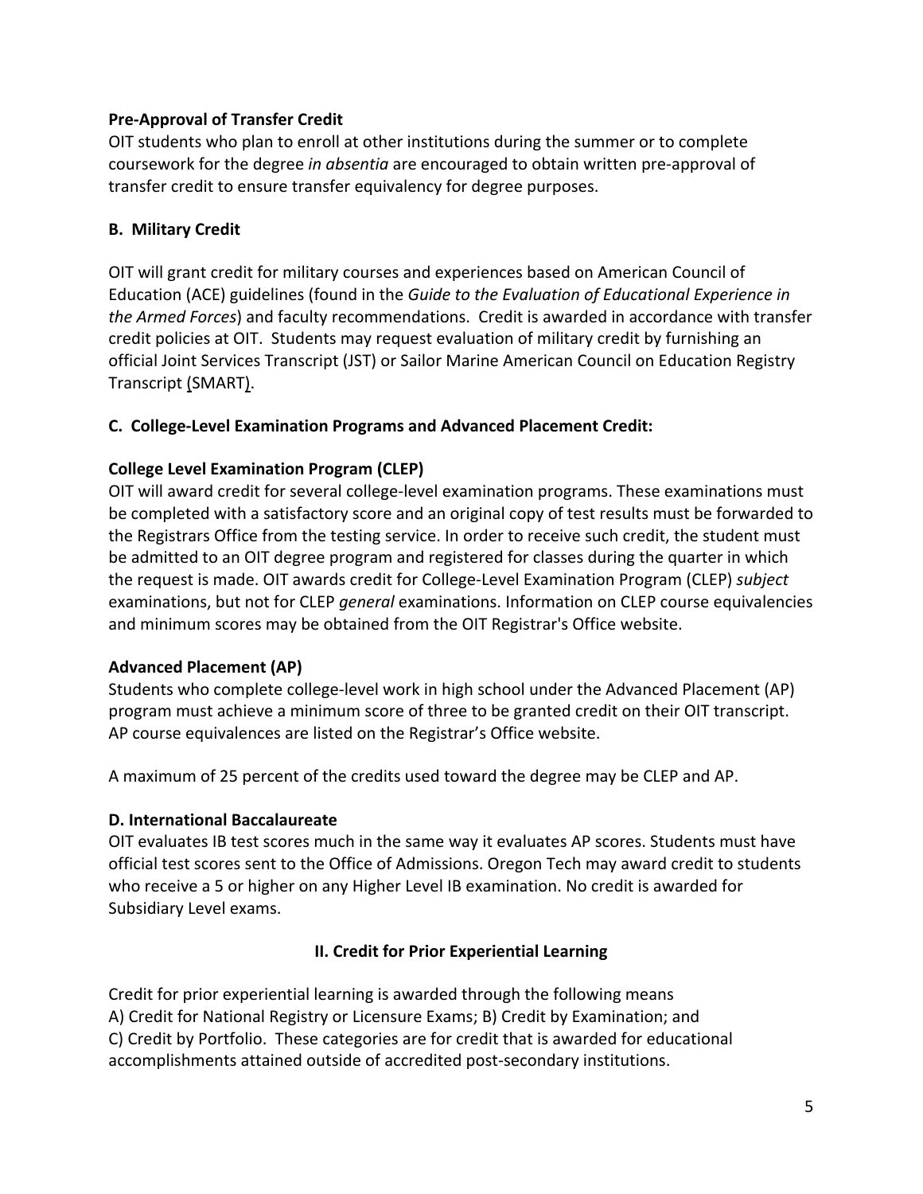**Pre-Approval of Transfer Credit**
OIT students who plan to enroll at other institutions during the summer or to complete coursework for the degree *in absentia* are encouraged to obtain written pre-approval of transfer credit to ensure transfer equivalency for degree purposes.

**B. Military Credit**

OIT will grant credit for military courses and experiences based on American Council of Education (ACE) guidelines (found in the *Guide to the Evaluation of Educational Experience in the Armed Forces*) and faculty recommendations. Credit is awarded in accordance with transfer credit policies at OIT. Students may request evaluation of military credit by furnishing an official Joint Services Transcript (JST) or Sailor Marine American Council on Education Registry Transcript (SMART).

**C. College-Level Examination Programs and Advanced Placement Credit:**

**College Level Examination Program (CLEP)**
OIT will award credit for several college-level examination programs. These examinations must be completed with a satisfactory score and an original copy of test results must be forwarded to the Registrars Office from the testing service. In order to receive such credit, the student must be admitted to an OIT degree program and registered for classes during the quarter in which the request is made. OIT awards credit for College-Level Examination Program (CLEP) *subject* examinations, but not for CLEP *general* examinations. Information on CLEP course equivalencies and minimum scores may be obtained from the OIT Registrar's Office website.

**Advanced Placement (AP)**
Students who complete college-level work in high school under the Advanced Placement (AP) program must achieve a minimum score of three to be granted credit on their OIT transcript. AP course equivalences are listed on the Registrar's Office website.

A maximum of 25 percent of the credits used toward the degree may be CLEP and AP.

**D. International Baccalaureate**
OIT evaluates IB test scores much in the same way it evaluates AP scores. Students must have official test scores sent to the Office of Admissions. Oregon Tech may award credit to students who receive a 5 or higher on any Higher Level IB examination. No credit is awarded for Subsidiary Level exams.

## II. Credit for Prior Experiential Learning

Credit for prior experiential learning is awarded through the following means
A) Credit for National Registry or Licensure Exams; B) Credit by Examination; and
C) Credit by Portfolio. These categories are for credit that is awarded for educational accomplishments attained outside of accredited post-secondary institutions.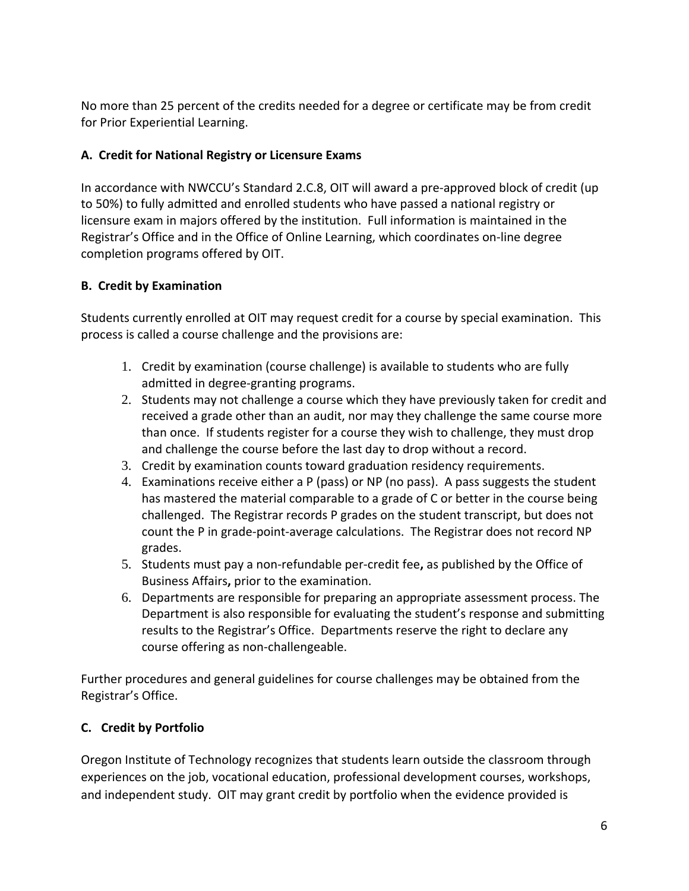No more than 25 percent of the credits needed for a degree or certificate may be from credit for Prior Experiential Learning.

**A. Credit for National Registry or Licensure Exams**

In accordance with NWCCU's Standard 2.C.8, OIT will award a pre-approved block of credit (up to 50%) to fully admitted and enrolled students who have passed a national registry or licensure exam in majors offered by the institution. Full information is maintained in the Registrar's Office and in the Office of Online Learning, which coordinates on-line degree completion programs offered by OIT.

**B. Credit by Examination**

Students currently enrolled at OIT may request credit for a course by special examination. This process is called a course challenge and the provisions are:

1. Credit by examination (course challenge) is available to students who are fully admitted in degree-granting programs.
2. Students may not challenge a course which they have previously taken for credit and received a grade other than an audit, nor may they challenge the same course more than once. If students register for a course they wish to challenge, they must drop and challenge the course before the last day to drop without a record.
3. Credit by examination counts toward graduation residency requirements.
4. Examinations receive either a P (pass) or NP (no pass). A pass suggests the student has mastered the material comparable to a grade of C or better in the course being challenged. The Registrar records P grades on the student transcript, but does not count the P in grade-point-average calculations. The Registrar does not record NP grades.
5. Students must pay a non-refundable per-credit fee**,** as published by the Office of Business Affairs**,** prior to the examination.
6. Departments are responsible for preparing an appropriate assessment process. The Department is also responsible for evaluating the student's response and submitting results to the Registrar's Office. Departments reserve the right to declare any course offering as non-challengeable.

Further procedures and general guidelines for course challenges may be obtained from the Registrar's Office.

**C. Credit by Portfolio**

Oregon Institute of Technology recognizes that students learn outside the classroom through experiences on the job, vocational education, professional development courses, workshops, and independent study. OIT may grant credit by portfolio when the evidence provided is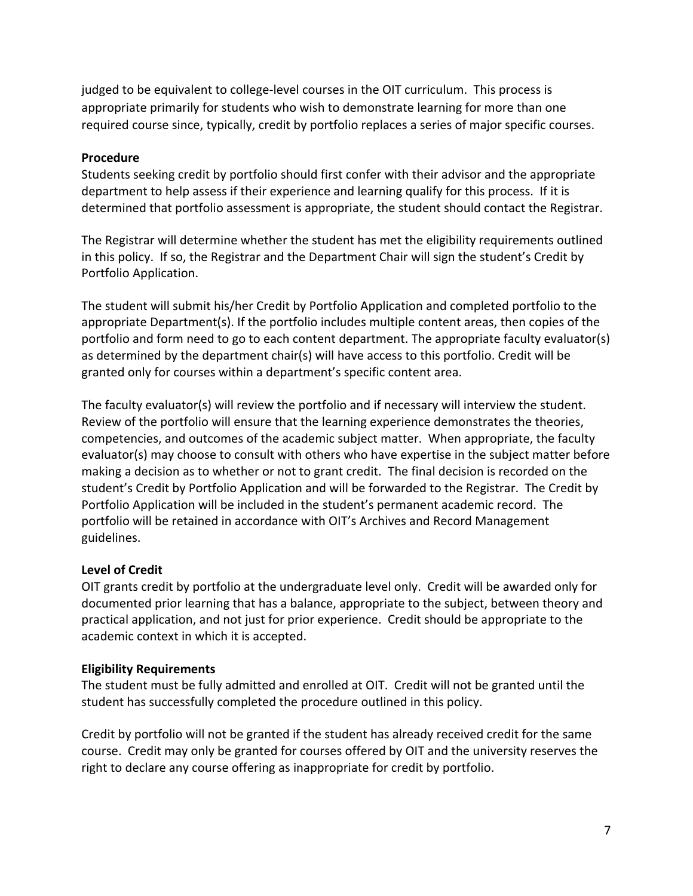judged to be equivalent to college-level courses in the OIT curriculum. This process is appropriate primarily for students who wish to demonstrate learning for more than one required course since, typically, credit by portfolio replaces a series of major specific courses.

**Procedure**

Students seeking credit by portfolio should first confer with their advisor and the appropriate department to help assess if their experience and learning qualify for this process. If it is determined that portfolio assessment is appropriate, the student should contact the Registrar.

The Registrar will determine whether the student has met the eligibility requirements outlined in this policy. If so, the Registrar and the Department Chair will sign the student's Credit by Portfolio Application.

The student will submit his/her Credit by Portfolio Application and completed portfolio to the appropriate Department(s). If the portfolio includes multiple content areas, then copies of the portfolio and form need to go to each content department. The appropriate faculty evaluator(s) as determined by the department chair(s) will have access to this portfolio. Credit will be granted only for courses within a department's specific content area.

The faculty evaluator(s) will review the portfolio and if necessary will interview the student. Review of the portfolio will ensure that the learning experience demonstrates the theories, competencies, and outcomes of the academic subject matter. When appropriate, the faculty evaluator(s) may choose to consult with others who have expertise in the subject matter before making a decision as to whether or not to grant credit. The final decision is recorded on the student's Credit by Portfolio Application and will be forwarded to the Registrar. The Credit by Portfolio Application will be included in the student's permanent academic record. The portfolio will be retained in accordance with OIT's Archives and Record Management guidelines.

**Level of Credit**

OIT grants credit by portfolio at the undergraduate level only. Credit will be awarded only for documented prior learning that has a balance, appropriate to the subject, between theory and practical application, and not just for prior experience. Credit should be appropriate to the academic context in which it is accepted.

**Eligibility Requirements**

The student must be fully admitted and enrolled at OIT. Credit will not be granted until the student has successfully completed the procedure outlined in this policy.

Credit by portfolio will not be granted if the student has already received credit for the same course. Credit may only be granted for courses offered by OIT and the university reserves the right to declare any course offering as inappropriate for credit by portfolio.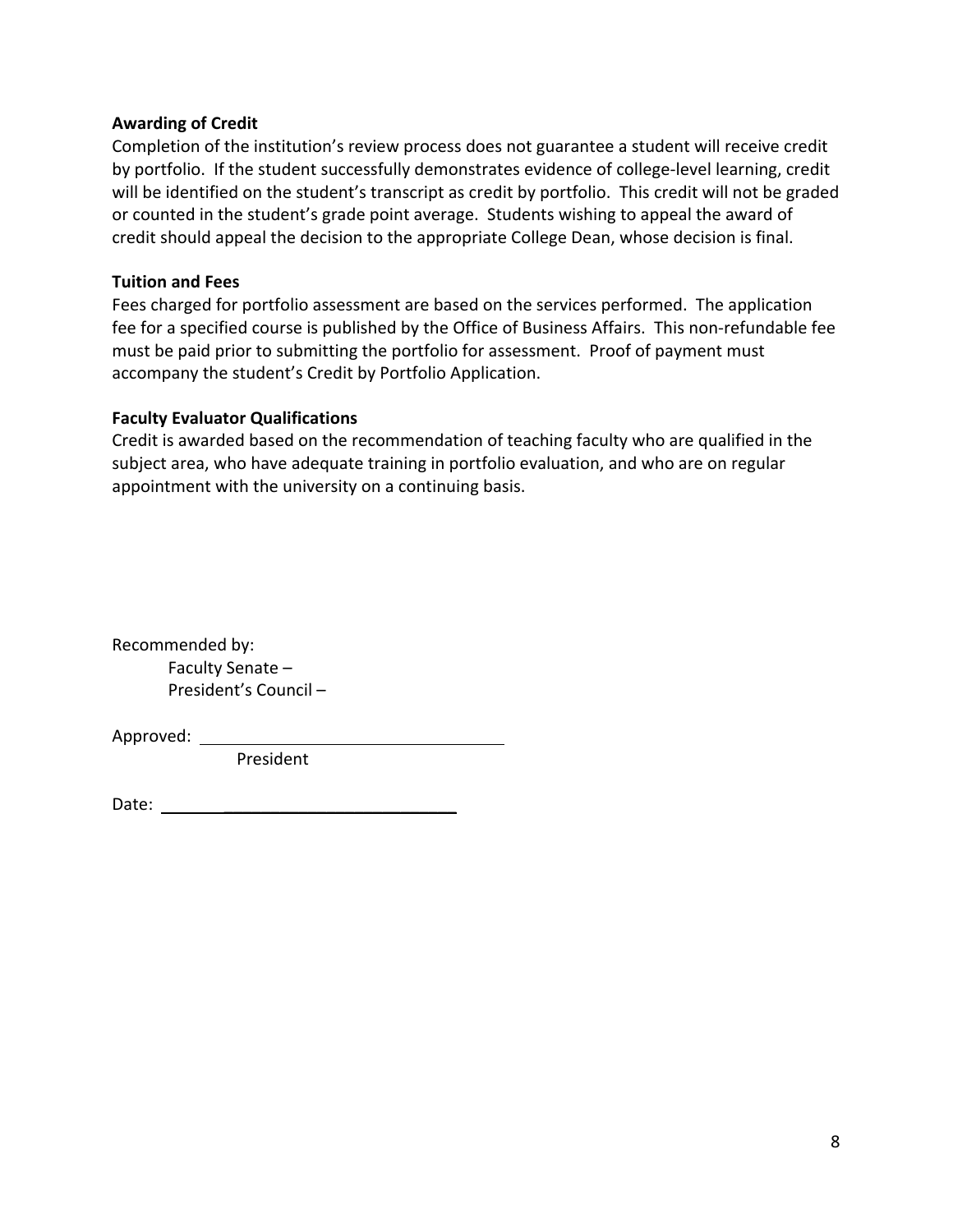**Awarding of Credit**

Completion of the institution's review process does not guarantee a student will receive credit by portfolio. If the student successfully demonstrates evidence of college-level learning, credit will be identified on the student's transcript as credit by portfolio. This credit will not be graded or counted in the student's grade point average. Students wishing to appeal the award of credit should appeal the decision to the appropriate College Dean, whose decision is final.

**Tuition and Fees**

Fees charged for portfolio assessment are based on the services performed. The application fee for a specified course is published by the Office of Business Affairs. This non-refundable fee must be paid prior to submitting the portfolio for assessment. Proof of payment must accompany the student's Credit by Portfolio Application.

**Faculty Evaluator Qualifications**

Credit is awarded based on the recommendation of teaching faculty who are qualified in the subject area, who have adequate training in portfolio evaluation, and who are on regular appointment with the university on a continuing basis.

Recommended by:
Faculty Senate –
President's Council –

Approved: \_\_\_\_\_\_\_\_\_\_\_\_\_\_\_\_\_\_\_\_\_\_\_\_\_\_\_\_\_\_\_\_
President

Date: \_\_\_\_\_\_\_\_\_\_\_\_\_\_\_\_\_\_\_\_\_\_\_\_\_\_\_\_\_\_\_\_